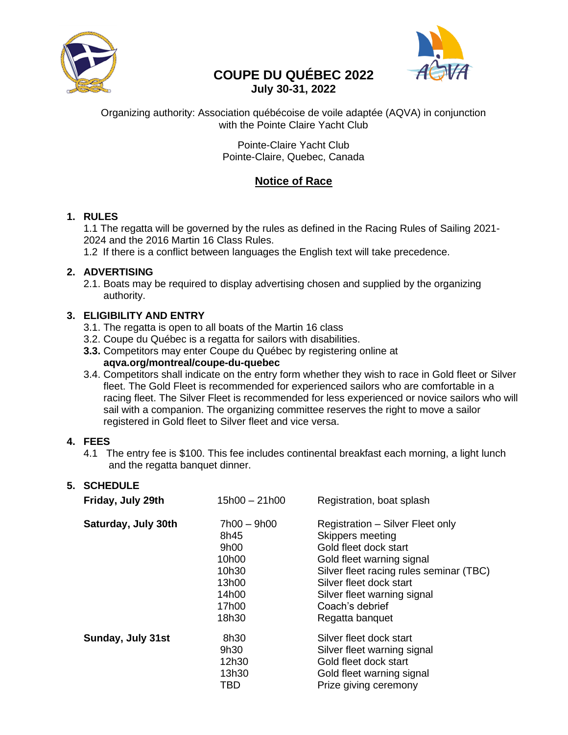# COUPE DU QUÉBEC 2022

**July 30-31, 2022**

Organizing authority: Association québécoise de voile adaptée (AQVA) in conjunction with the Pointe Claire Yacht Club

Pointe-Claire Yacht Club
Pointe-Claire, Quebec, Canada

## Notice of Race

### 1. RULES

1.1 The regatta will be governed by the rules as defined in the Racing Rules of Sailing 2021-2024 and the 2016 Martin 16 Class Rules.

1.2 If there is a conflict between languages the English text will take precedence.

### 2. ADVERTISING

2.1. Boats may be required to display advertising chosen and supplied by the organizing authority.

### 3. ELIGIBILITY AND ENTRY

3.1. The regatta is open to all boats of the Martin 16 class

3.2. Coupe du Québec is a regatta for sailors with disabilities.

**3.3.** Competitors may enter Coupe du Québec by registering online at **aqva.org/montreal/coupe-du-quebec**

3.4. Competitors shall indicate on the entry form whether they wish to race in Gold fleet or Silver fleet. The Gold Fleet is recommended for experienced sailors who are comfortable in a racing fleet. The Silver Fleet is recommended for less experienced or novice sailors who will sail with a companion. The organizing committee reserves the right to move a sailor registered in Gold fleet to Silver fleet and vice versa.

### 4. FEES

4.1 The entry fee is $100. This fee includes continental breakfast each morning, a light lunch and the regatta banquet dinner.

### 5. SCHEDULE

| | | |
|---|---|---|
| **Friday, July 29th** | 15h00 – 21h00 | Registration, boat splash |
| **Saturday, July 30th** | 7h00 – 9h00 | Registration – Silver Fleet only |
| | 8h45 | Skippers meeting |
| | 9h00 | Gold fleet dock start |
| | 10h00 | Gold fleet warning signal |
| | 10h30 | Silver fleet racing rules seminar (TBC) |
| | 13h00 | Silver fleet dock start |
| | 14h00 | Silver fleet warning signal |
| | 17h00 | Coach's debrief |
| | 18h30 | Regatta banquet |
| **Sunday, July 31st** | 8h30 | Silver fleet dock start |
| | 9h30 | Silver fleet warning signal |
| | 12h30 | Gold fleet dock start |
| | 13h30 | Gold fleet warning signal |
| | TBD | Prize giving ceremony |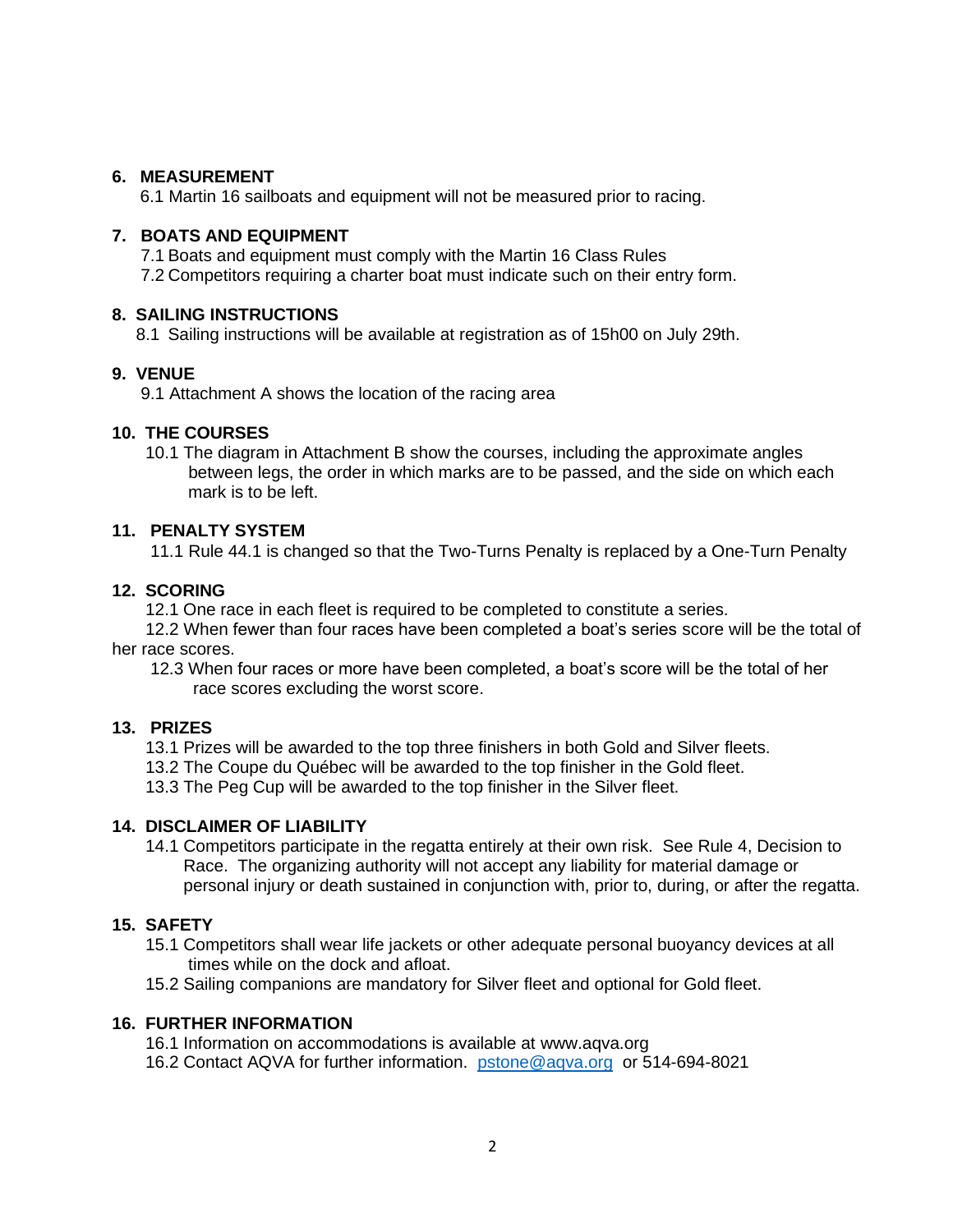## 6. MEASUREMENT

6.1 Martin 16 sailboats and equipment will not be measured prior to racing.

## 7. BOATS AND EQUIPMENT

7.1 Boats and equipment must comply with the Martin 16 Class Rules

7.2 Competitors requiring a charter boat must indicate such on their entry form.

## 8. SAILING INSTRUCTIONS

8.1 Sailing instructions will be available at registration as of 15h00 on July 29th.

## 9. VENUE

9.1 Attachment A shows the location of the racing area

## 10. THE COURSES

10.1 The diagram in Attachment B show the courses, including the approximate angles between legs, the order in which marks are to be passed, and the side on which each mark is to be left.

## 11. PENALTY SYSTEM

11.1 Rule 44.1 is changed so that the Two-Turns Penalty is replaced by a One-Turn Penalty

## 12. SCORING

12.1 One race in each fleet is required to be completed to constitute a series.

12.2 When fewer than four races have been completed a boat's series score will be the total of her race scores.

12.3 When four races or more have been completed, a boat's score will be the total of her race scores excluding the worst score.

## 13. PRIZES

13.1 Prizes will be awarded to the top three finishers in both Gold and Silver fleets.

13.2 The Coupe du Québec will be awarded to the top finisher in the Gold fleet.

13.3 The Peg Cup will be awarded to the top finisher in the Silver fleet.

## 14. DISCLAIMER OF LIABILITY

14.1 Competitors participate in the regatta entirely at their own risk. See Rule 4, Decision to Race. The organizing authority will not accept any liability for material damage or personal injury or death sustained in conjunction with, prior to, during, or after the regatta.

## 15. SAFETY

15.1 Competitors shall wear life jackets or other adequate personal buoyancy devices at all times while on the dock and afloat.

15.2 Sailing companions are mandatory for Silver fleet and optional for Gold fleet.

## 16. FURTHER INFORMATION

16.1 Information on accommodations is available at www.aqva.org

16.2 Contact AQVA for further information. pstone@aqva.org or 514-694-8021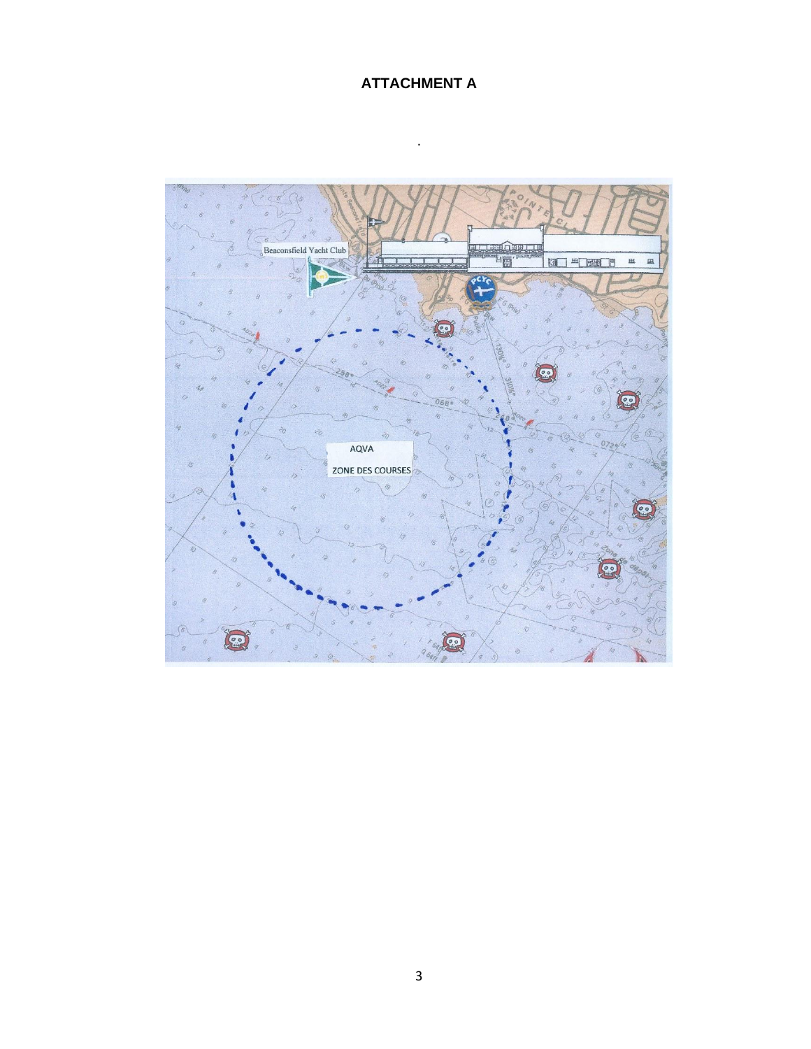# ATTACHMENT A

.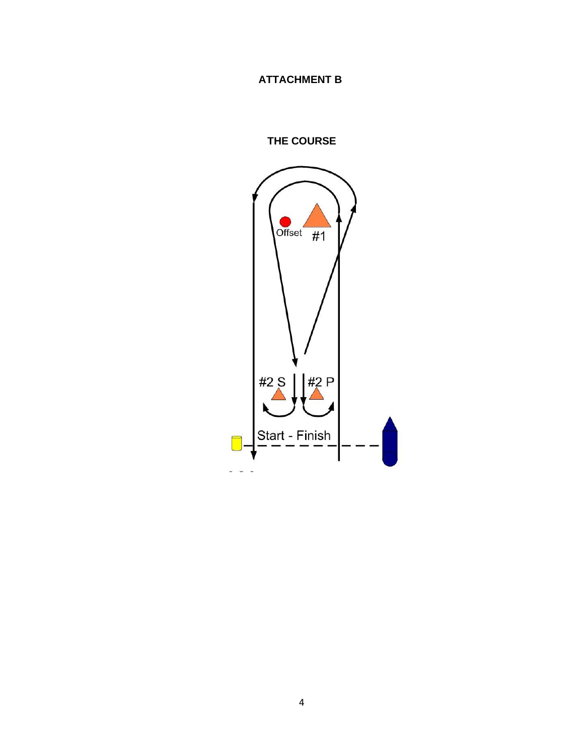**ATTACHMENT B**

**THE COURSE**

Offset

#1

#2 S

#2 P

Start - Finish